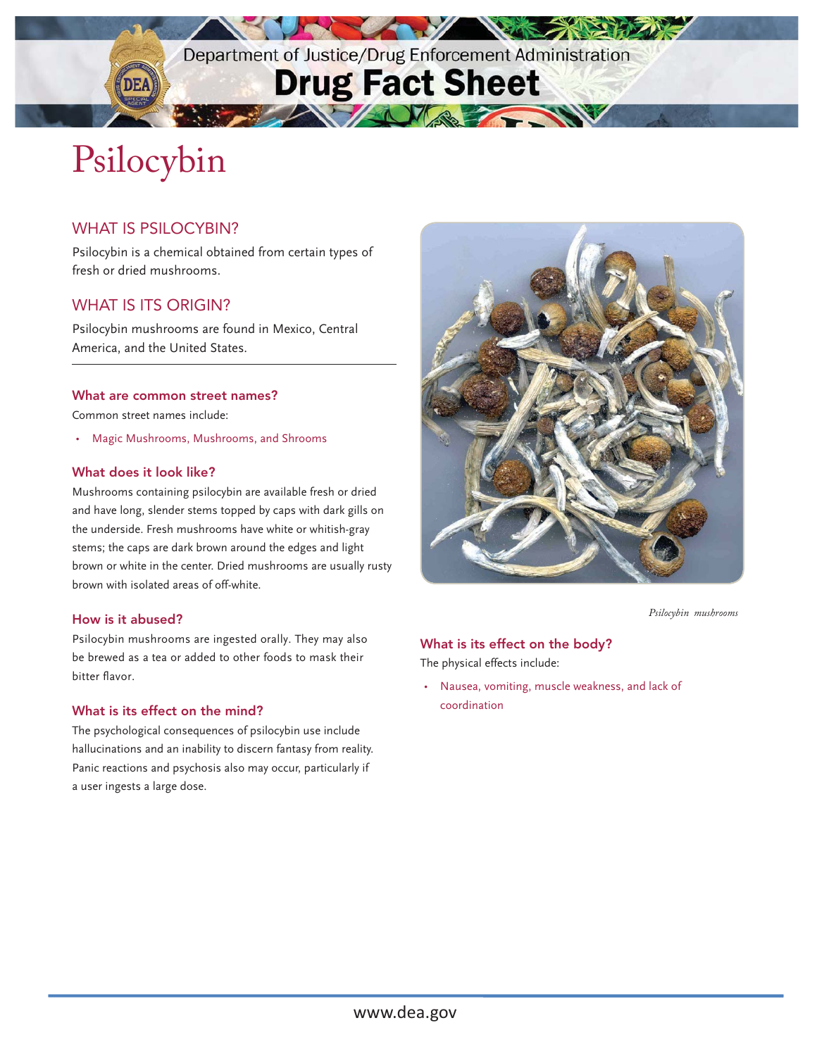Department of Justice/Drug Enforcement Administration

# Drug Fact Sheet

# Psilocybin

## WHAT IS PSILOCYBIN?

Psilocybin is a chemical obtained from certain types of fresh or dried mushrooms.

## WHAT IS ITS ORIGIN?

Psilocybin mushrooms are found in Mexico, Central America, and the United States.

### What are common street names?

Common street names include:

- Magic Mushrooms, Mushrooms, and Shrooms

### What does it look like?

Mushrooms containing psilocybin are available fresh or dried and have long, slender stems topped by caps with dark gills on the underside. Fresh mushrooms have white or whitish-gray stems; the caps are dark brown around the edges and light brown or white in the center. Dried mushrooms are usually rusty brown with isolated areas of off-white.

### How is it abused?

Psilocybin mushrooms are ingested orally. They may also be brewed as a tea or added to other foods to mask their bitter flavor.

### What is its effect on the mind?

The psychological consequences of psilocybin use include hallucinations and an inability to discern fantasy from reality. Panic reactions and psychosis also may occur, particularly if a user ingests a large dose.

*Psilocybin mushrooms*

### What is its effect on the body?

The physical effects include:

- Nausea, vomiting, muscle weakness, and lack of coordination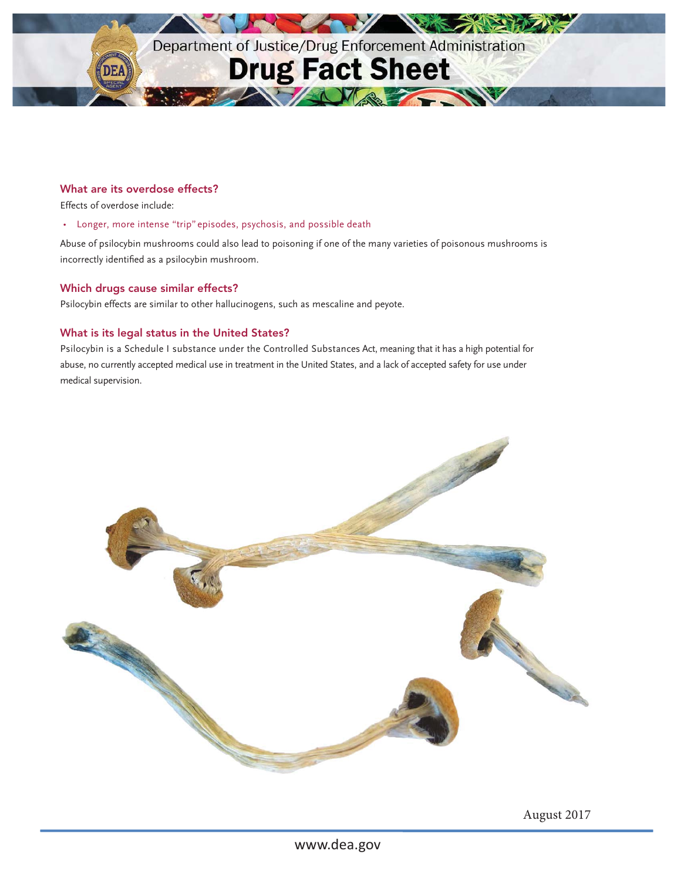## What are its overdose effects?

Effects of overdose include:

- Longer, more intense "trip" episodes, psychosis, and possible death

Abuse of psilocybin mushrooms could also lead to poisoning if one of the many varieties of poisonous mushrooms is incorrectly identified as a psilocybin mushroom.

## Which drugs cause similar effects?

Psilocybin effects are similar to other hallucinogens, such as mescaline and peyote.

## What is its legal status in the United States?

Psilocybin is a Schedule I substance under the Controlled Substances Act, meaning that it has a high potential for abuse, no currently accepted medical use in treatment in the United States, and a lack of accepted safety for use under medical supervision.

August 2017